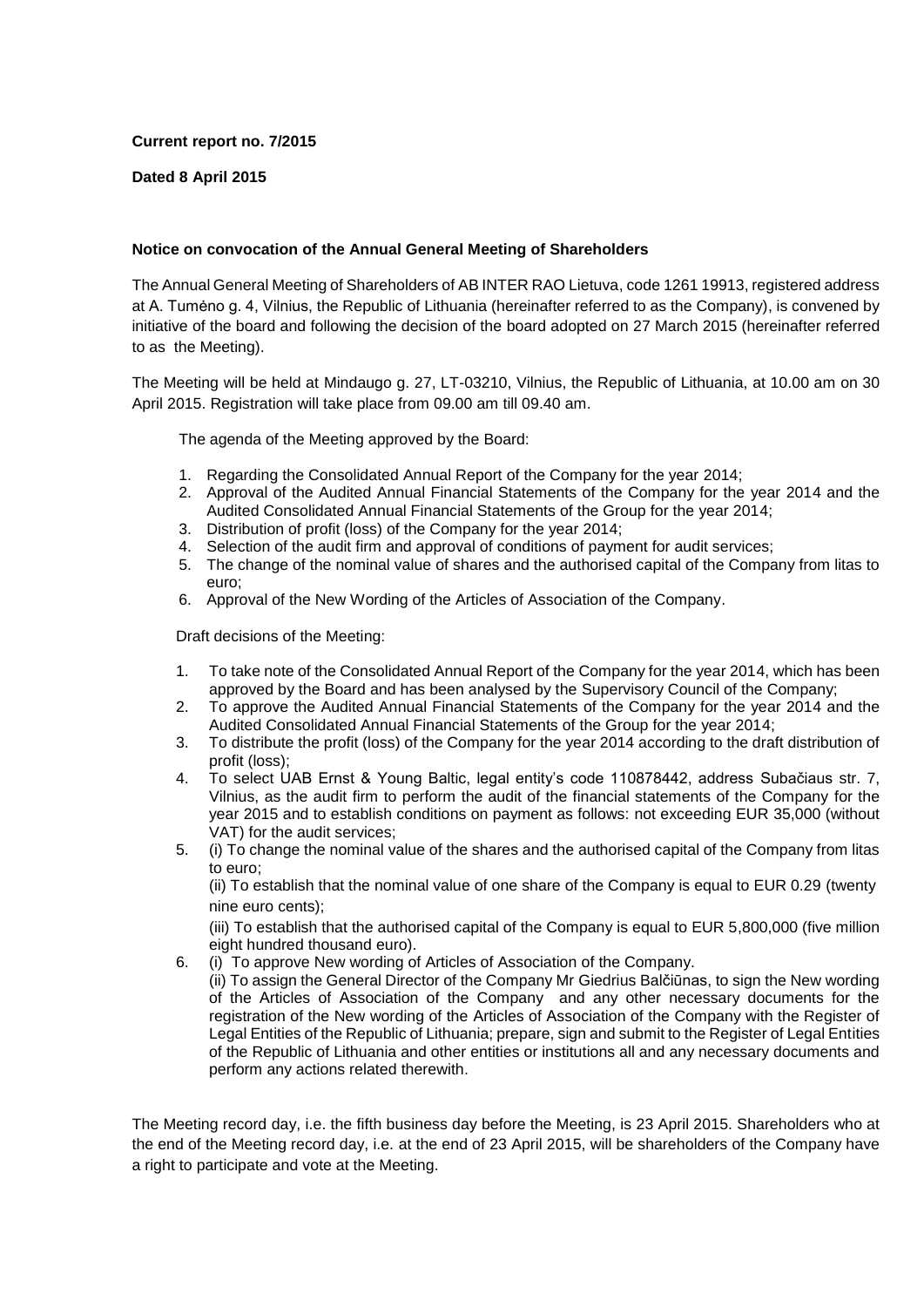**Current report no. 7/2015**

**Dated 8 April 2015**

**Notice on convocation of the Annual General Meeting of Shareholders**

The Annual General Meeting of Shareholders of AB INTER RAO Lietuva, code 1261 19913, registered address at A. Tumėno g. 4, Vilnius, the Republic of Lithuania (hereinafter referred to as the Company), is convened by initiative of the board and following the decision of the board adopted on 27 March 2015 (hereinafter referred to as the Meeting).

The Meeting will be held at Mindaugo g. 27, LT-03210, Vilnius, the Republic of Lithuania, at 10.00 am on 30 April 2015. Registration will take place from 09.00 am till 09.40 am.

The agenda of the Meeting approved by the Board:

1. Regarding the Consolidated Annual Report of the Company for the year 2014;
2. Approval of the Audited Annual Financial Statements of the Company for the year 2014 and the Audited Consolidated Annual Financial Statements of the Group for the year 2014;
3. Distribution of profit (loss) of the Company for the year 2014;
4. Selection of the audit firm and approval of conditions of payment for audit services;
5. The change of the nominal value of shares and the authorised capital of the Company from litas to euro;
6. Approval of the New Wording of the Articles of Association of the Company.

Draft decisions of the Meeting:

1. To take note of the Consolidated Annual Report of the Company for the year 2014, which has been approved by the Board and has been analysed by the Supervisory Council of the Company;
2. To approve the Audited Annual Financial Statements of the Company for the year 2014 and the Audited Consolidated Annual Financial Statements of the Group for the year 2014;
3. To distribute the profit (loss) of the Company for the year 2014 according to the draft distribution of profit (loss);
4. To select UAB Ernst & Young Baltic, legal entity's code 110878442, address Subačiaus str. 7, Vilnius, as the audit firm to perform the audit of the financial statements of the Company for the year 2015 and to establish conditions on payment as follows: not exceeding EUR 35,000 (without VAT) for the audit services;
5. (i) To change the nominal value of the shares and the authorised capital of the Company from litas to euro;

   (ii) To establish that the nominal value of one share of the Company is equal to EUR 0.29 (twenty nine euro cents);

   (iii) To establish that the authorised capital of the Company is equal to EUR 5,800,000 (five million eight hundred thousand euro).
6. (i) To approve New wording of Articles of Association of the Company.

   (ii) To assign the General Director of the Company Mr Giedrius Balčiūnas, to sign the New wording of the Articles of Association of the Company and any other necessary documents for the registration of the New wording of the Articles of Association of the Company with the Register of Legal Entities of the Republic of Lithuania; prepare, sign and submit to the Register of Legal Entities of the Republic of Lithuania and other entities or institutions all and any necessary documents and perform any actions related therewith.

The Meeting record day, i.e. the fifth business day before the Meeting, is 23 April 2015. Shareholders who at the end of the Meeting record day, i.e. at the end of 23 April 2015, will be shareholders of the Company have a right to participate and vote at the Meeting.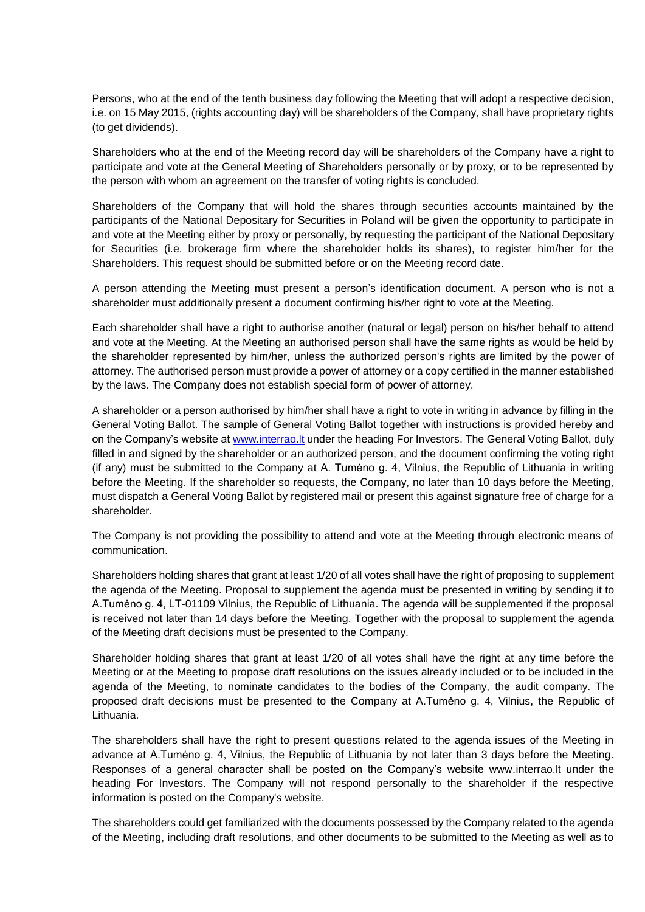Persons, who at the end of the tenth business day following the Meeting that will adopt a respective decision, i.e. on 15 May 2015, (rights accounting day) will be shareholders of the Company, shall have proprietary rights (to get dividends).

Shareholders who at the end of the Meeting record day will be shareholders of the Company have a right to participate and vote at the General Meeting of Shareholders personally or by proxy, or to be represented by the person with whom an agreement on the transfer of voting rights is concluded.

Shareholders of the Company that will hold the shares through securities accounts maintained by the participants of the National Depositary for Securities in Poland will be given the opportunity to participate in and vote at the Meeting either by proxy or personally, by requesting the participant of the National Depositary for Securities (i.e. brokerage firm where the shareholder holds its shares), to register him/her for the Shareholders. This request should be submitted before or on the Meeting record date.

A person attending the Meeting must present a person's identification document. A person who is not a shareholder must additionally present a document confirming his/her right to vote at the Meeting.

Each shareholder shall have a right to authorise another (natural or legal) person on his/her behalf to attend and vote at the Meeting. At the Meeting an authorised person shall have the same rights as would be held by the shareholder represented by him/her, unless the authorized person's rights are limited by the power of attorney. The authorised person must provide a power of attorney or a copy certified in the manner established by the laws. The Company does not establish special form of power of attorney.

A shareholder or a person authorised by him/her shall have a right to vote in writing in advance by filling in the General Voting Ballot. The sample of General Voting Ballot together with instructions is provided hereby and on the Company's website at [www.interrao.lt](http://www.interrao.lt) under the heading For Investors. The General Voting Ballot, duly filled in and signed by the shareholder or an authorized person, and the document confirming the voting right (if any) must be submitted to the Company at A. Tumėno g. 4, Vilnius, the Republic of Lithuania in writing before the Meeting. If the shareholder so requests, the Company, no later than 10 days before the Meeting, must dispatch a General Voting Ballot by registered mail or present this against signature free of charge for a shareholder.

The Company is not providing the possibility to attend and vote at the Meeting through electronic means of communication.

Shareholders holding shares that grant at least 1/20 of all votes shall have the right of proposing to supplement the agenda of the Meeting. Proposal to supplement the agenda must be presented in writing by sending it to A.Tumėno g. 4, LT-01109 Vilnius, the Republic of Lithuania. The agenda will be supplemented if the proposal is received not later than 14 days before the Meeting. Together with the proposal to supplement the agenda of the Meeting draft decisions must be presented to the Company.

Shareholder holding shares that grant at least 1/20 of all votes shall have the right at any time before the Meeting or at the Meeting to propose draft resolutions on the issues already included or to be included in the agenda of the Meeting, to nominate candidates to the bodies of the Company, the audit company. The proposed draft decisions must be presented to the Company at A.Tumėno g. 4, Vilnius, the Republic of Lithuania.

The shareholders shall have the right to present questions related to the agenda issues of the Meeting in advance at A.Tumėno g. 4, Vilnius, the Republic of Lithuania by not later than 3 days before the Meeting. Responses of a general character shall be posted on the Company's website www.interrao.lt under the heading For Investors. The Company will not respond personally to the shareholder if the respective information is posted on the Company's website.

The shareholders could get familiarized with the documents possessed by the Company related to the agenda of the Meeting, including draft resolutions, and other documents to be submitted to the Meeting as well as to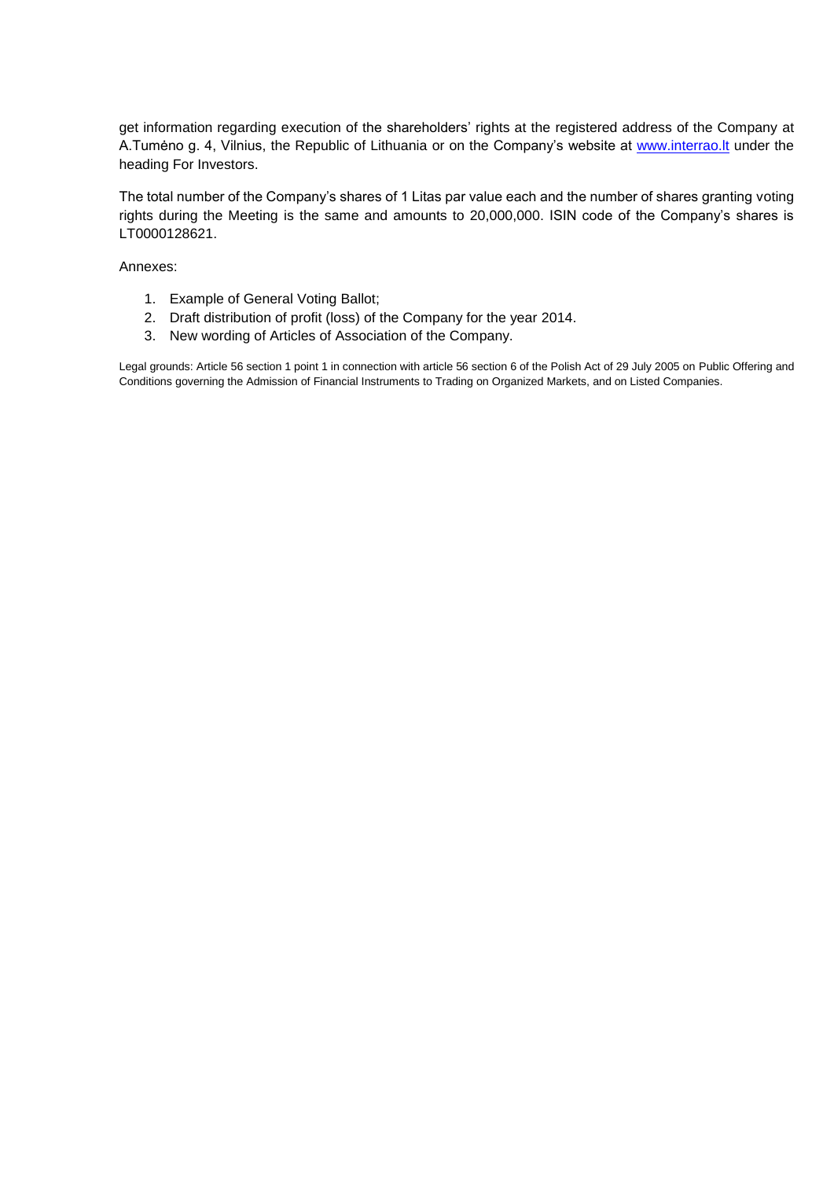get information regarding execution of the shareholders' rights at the registered address of the Company at A.Tumėno g. 4, Vilnius, the Republic of Lithuania or on the Company's website at www.interrao.lt under the heading For Investors.

The total number of the Company's shares of 1 Litas par value each and the number of shares granting voting rights during the Meeting is the same and amounts to 20,000,000. ISIN code of the Company's shares is LT0000128621.

Annexes:

1. Example of General Voting Ballot;
2. Draft distribution of profit (loss) of the Company for the year 2014.
3. New wording of Articles of Association of the Company.

Legal grounds: Article 56 section 1 point 1 in connection with article 56 section 6 of the Polish Act of 29 July 2005 on Public Offering and Conditions governing the Admission of Financial Instruments to Trading on Organized Markets, and on Listed Companies.